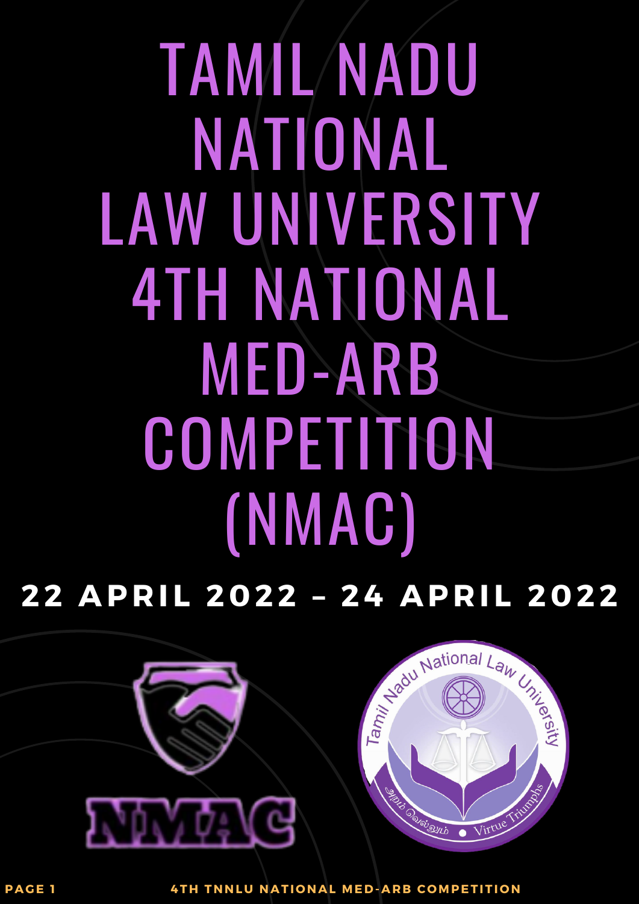# TAMIL NADU NATIONAL LAW UNIVERSITY 4TH NATIONAL MED-ARB COMPETITION (NMAC)

**22 APRIL 2022 – 24 APRIL 2022**

NMAC

Tamil Nadu National Law University

அறம் வெல்லும் • Virtue Triumphs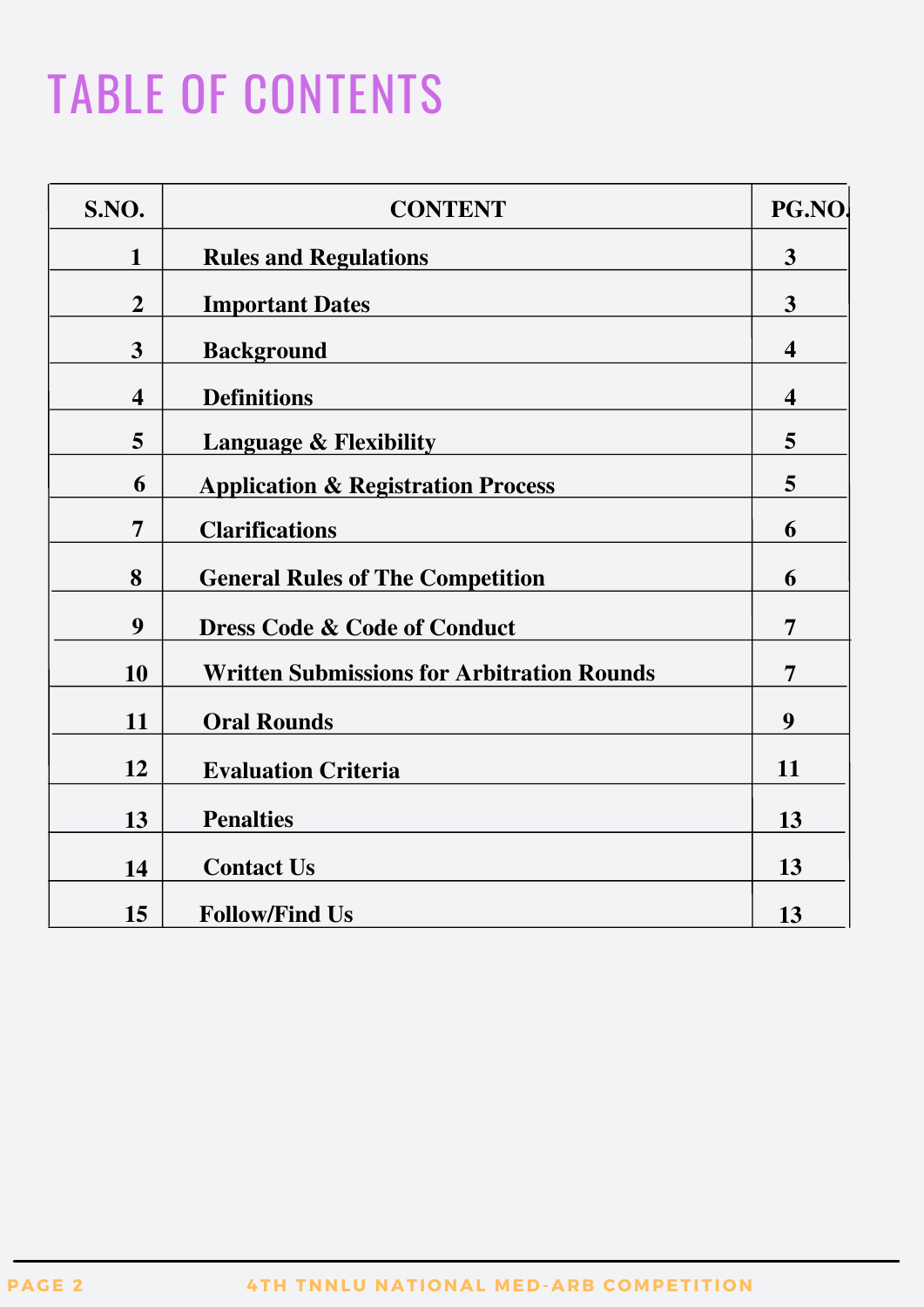# TABLE OF CONTENTS

| S.NO. | CONTENT | PG.NO. |
|---|---|---|
| 1 | **Rules and Regulations** | 3 |
| 2 | **Important Dates** | 3 |
| 3 | **Background** | 4 |
| 4 | **Definitions** | 4 |
| 5 | **Language & Flexibility** | 5 |
| 6 | **Application & Registration Process** | 5 |
| 7 | **Clarifications** | 6 |
| 8 | **General Rules of The Competition** | 6 |
| 9 | **Dress Code & Code of Conduct** | 7 |
| 10 | **Written Submissions for Arbitration Rounds** | 7 |
| 11 | **Oral Rounds** | 9 |
| 12 | **Evaluation Criteria** | 11 |
| 13 | **Penalties** | 13 |
| 14 | **Contact Us** | 13 |
| 15 | **Follow/Find Us** | 13 |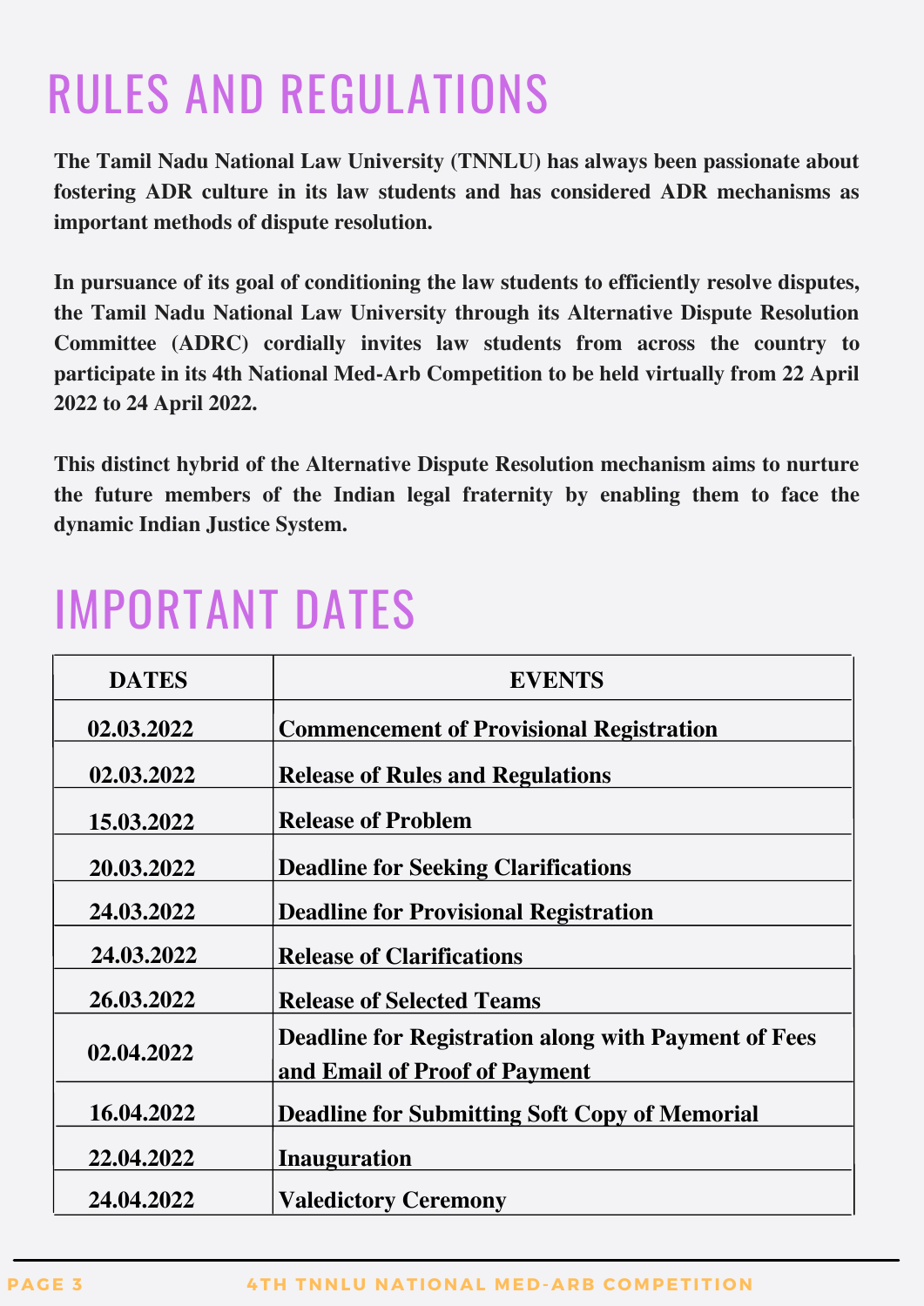# RULES AND REGULATIONS

**The Tamil Nadu National Law University (TNNLU) has always been passionate about fostering ADR culture in its law students and has considered ADR mechanisms as important methods of dispute resolution.**

**In pursuance of its goal of conditioning the law students to efficiently resolve disputes, the Tamil Nadu National Law University through its Alternative Dispute Resolution Committee (ADRC) cordially invites law students from across the country to participate in its 4th National Med-Arb Competition to be held virtually from 22 April 2022 to 24 April 2022.**

**This distinct hybrid of the Alternative Dispute Resolution mechanism aims to nurture the future members of the Indian legal fraternity by enabling them to face the dynamic Indian Justice System.**

# IMPORTANT DATES

| DATES | EVENTS |
|---|---|
| 02.03.2022 | Commencement of Provisional Registration |
| 02.03.2022 | Release of Rules and Regulations |
| 15.03.2022 | Release of Problem |
| 20.03.2022 | Deadline for Seeking Clarifications |
| 24.03.2022 | Deadline for Provisional Registration |
| 24.03.2022 | Release of Clarifications |
| 26.03.2022 | Release of Selected Teams |
| 02.04.2022 | Deadline for Registration along with Payment of Fees and Email of Proof of Payment |
| 16.04.2022 | Deadline for Submitting Soft Copy of Memorial |
| 22.04.2022 | Inauguration |
| 24.04.2022 | Valedictory Ceremony |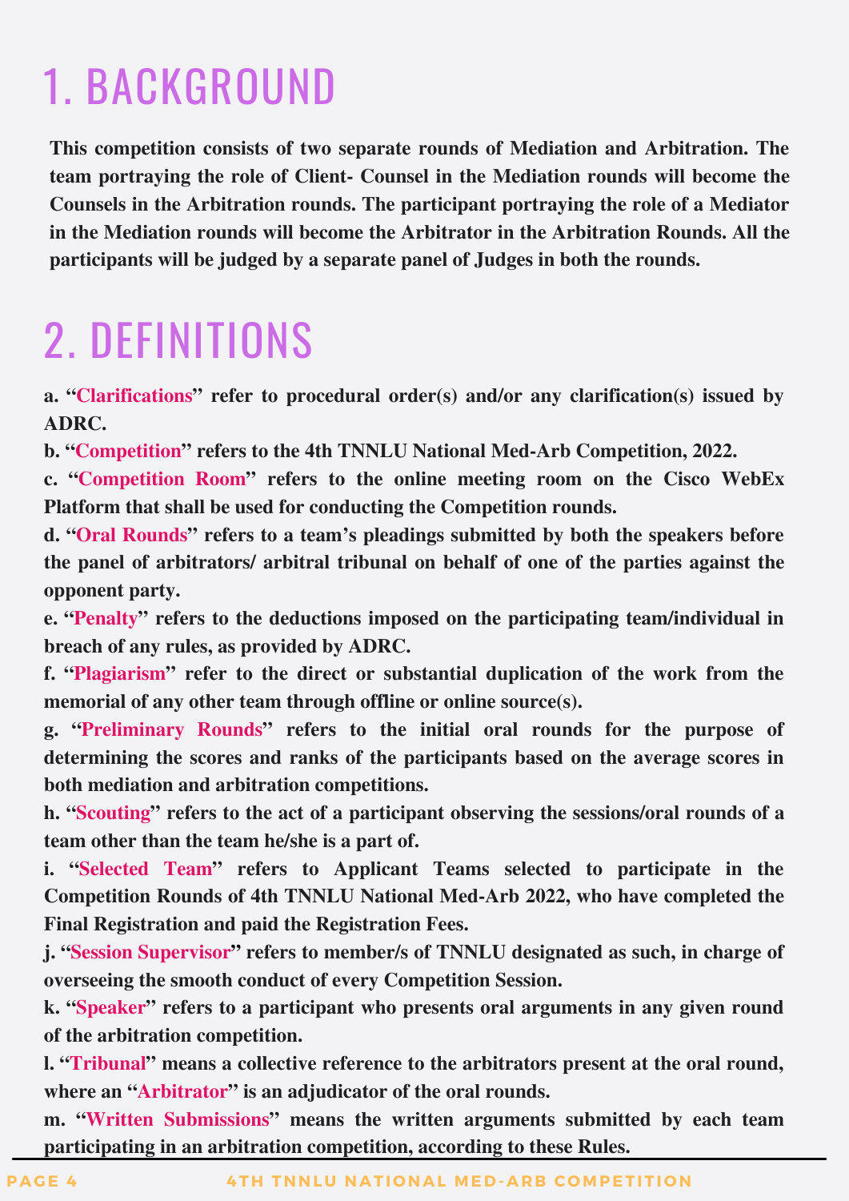# 1. BACKGROUND

**This competition consists of two separate rounds of Mediation and Arbitration. The team portraying the role of Client- Counsel in the Mediation rounds will become the Counsels in the Arbitration rounds. The participant portraying the role of a Mediator in the Mediation rounds will become the Arbitrator in the Arbitration Rounds. All the participants will be judged by a separate panel of Judges in both the rounds.**

# 2. DEFINITIONS

**a. "Clarifications" refer to procedural order(s) and/or any clarification(s) issued by ADRC.**

**b. "Competition" refers to the 4th TNNLU National Med-Arb Competition, 2022.**

**c. "Competition Room" refers to the online meeting room on the Cisco WebEx Platform that shall be used for conducting the Competition rounds.**

**d. "Oral Rounds" refers to a team's pleadings submitted by both the speakers before the panel of arbitrators/ arbitral tribunal on behalf of one of the parties against the opponent party.**

**e. "Penalty" refers to the deductions imposed on the participating team/individual in breach of any rules, as provided by ADRC.**

**f. "Plagiarism" refer to the direct or substantial duplication of the work from the memorial of any other team through offline or online source(s).**

**g. "Preliminary Rounds" refers to the initial oral rounds for the purpose of determining the scores and ranks of the participants based on the average scores in both mediation and arbitration competitions.**

**h. "Scouting" refers to the act of a participant observing the sessions/oral rounds of a team other than the team he/she is a part of.**

**i. "Selected Team" refers to Applicant Teams selected to participate in the Competition Rounds of 4th TNNLU National Med-Arb 2022, who have completed the Final Registration and paid the Registration Fees.**

**j. "Session Supervisor" refers to member/s of TNNLU designated as such, in charge of overseeing the smooth conduct of every Competition Session.**

**k. "Speaker" refers to a participant who presents oral arguments in any given round of the arbitration competition.**

**l. "Tribunal" means a collective reference to the arbitrators present at the oral round, where an "Arbitrator" is an adjudicator of the oral rounds.**

**m. "Written Submissions" means the written arguments submitted by each team participating in an arbitration competition, according to these Rules.**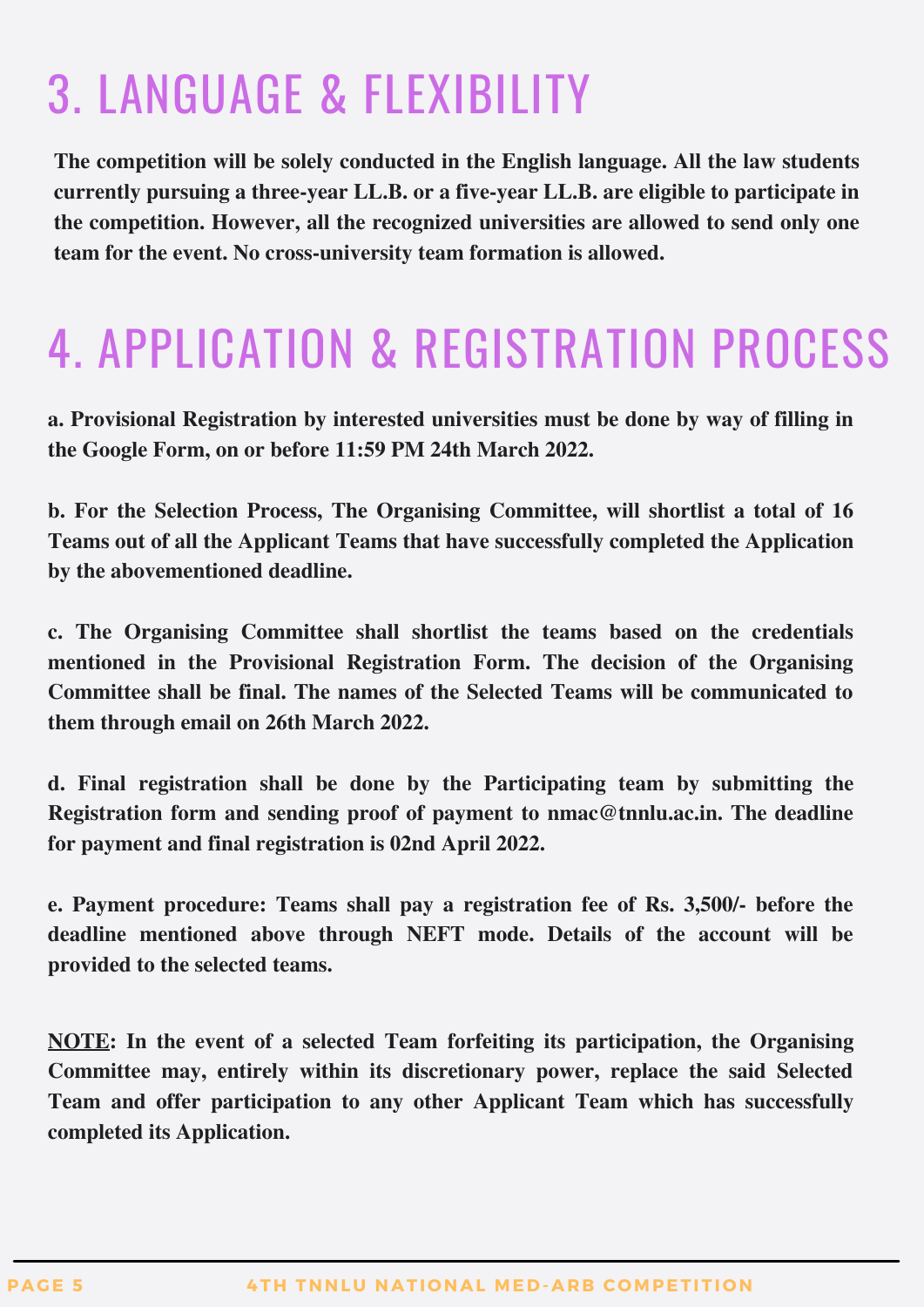# 3. LANGUAGE & FLEXIBILITY

**The competition will be solely conducted in the English language. All the law students currently pursuing a three-year LL.B. or a five-year LL.B. are eligible to participate in the competition. However, all the recognized universities are allowed to send only one team for the event. No cross-university team formation is allowed.**

# 4. APPLICATION & REGISTRATION PROCESS

**a. Provisional Registration by interested universities must be done by way of filling in the Google Form, on or before 11:59 PM 24th March 2022.**

**b. For the Selection Process, The Organising Committee, will shortlist a total of 16 Teams out of all the Applicant Teams that have successfully completed the Application by the abovementioned deadline.**

**c. The Organising Committee shall shortlist the teams based on the credentials mentioned in the Provisional Registration Form. The decision of the Organising Committee shall be final. The names of the Selected Teams will be communicated to them through email on 26th March 2022.**

**d. Final registration shall be done by the Participating team by submitting the Registration form and sending proof of payment to nmac@tnnlu.ac.in. The deadline for payment and final registration is 02nd April 2022.**

**e. Payment procedure: Teams shall pay a registration fee of Rs. 3,500/- before the deadline mentioned above through NEFT mode. Details of the account will be provided to the selected teams.**

**NOTE: In the event of a selected Team forfeiting its participation, the Organising Committee may, entirely within its discretionary power, replace the said Selected Team and offer participation to any other Applicant Team which has successfully completed its Application.**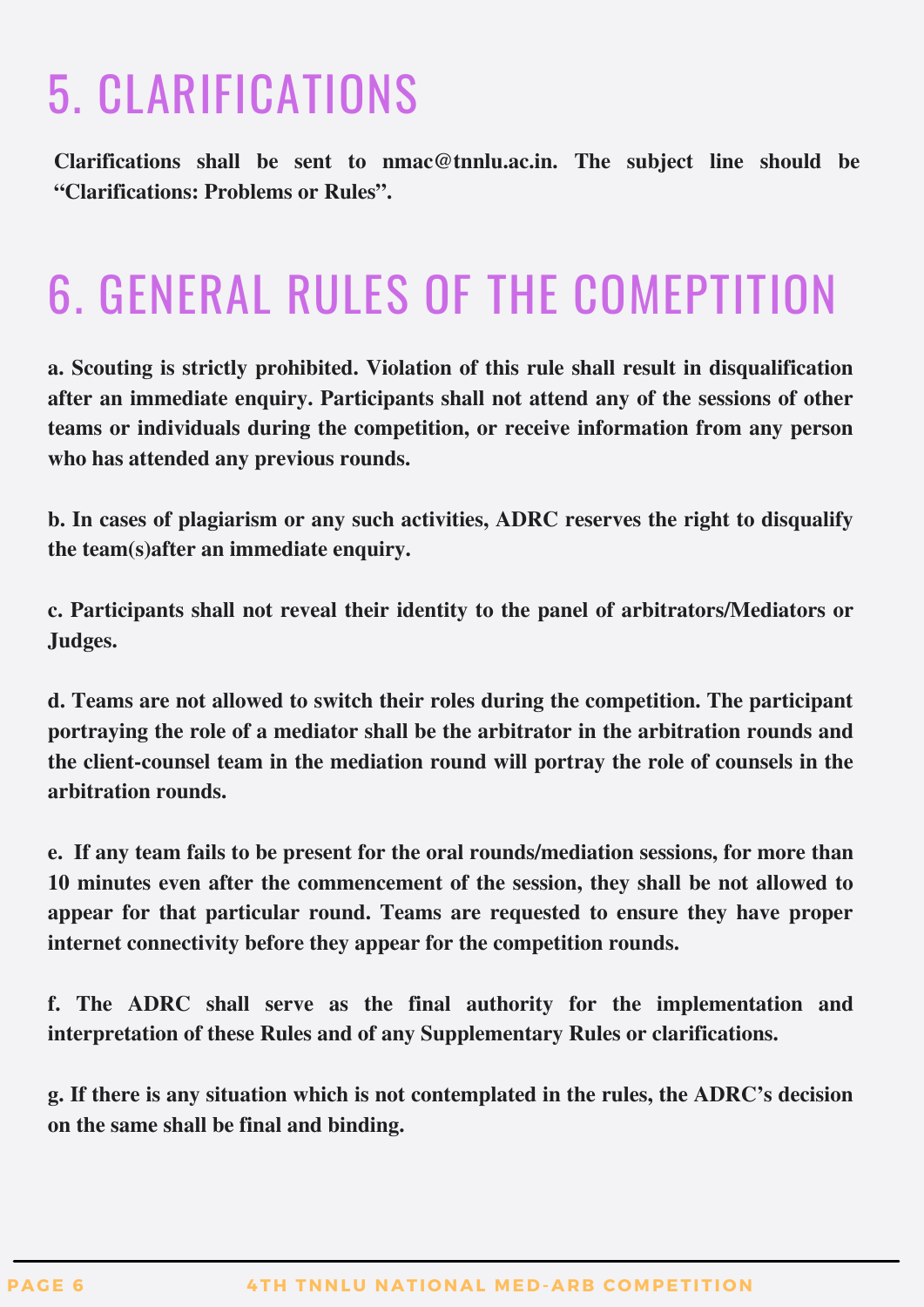# 5. CLARIFICATIONS

**Clarifications shall be sent to nmac@tnnlu.ac.in. The subject line should be "Clarifications: Problems or Rules".**

# 6. GENERAL RULES OF THE COMEPTITION

**a. Scouting is strictly prohibited. Violation of this rule shall result in disqualification after an immediate enquiry. Participants shall not attend any of the sessions of other teams or individuals during the competition, or receive information from any person who has attended any previous rounds.**

**b. In cases of plagiarism or any such activities, ADRC reserves the right to disqualify the team(s)after an immediate enquiry.**

**c. Participants shall not reveal their identity to the panel of arbitrators/Mediators or Judges.**

**d. Teams are not allowed to switch their roles during the competition. The participant portraying the role of a mediator shall be the arbitrator in the arbitration rounds and the client-counsel team in the mediation round will portray the role of counsels in the arbitration rounds.**

**e. If any team fails to be present for the oral rounds/mediation sessions, for more than 10 minutes even after the commencement of the session, they shall be not allowed to appear for that particular round. Teams are requested to ensure they have proper internet connectivity before they appear for the competition rounds.**

**f. The ADRC shall serve as the final authority for the implementation and interpretation of these Rules and of any Supplementary Rules or clarifications.**

**g. If there is any situation which is not contemplated in the rules, the ADRC's decision on the same shall be final and binding.**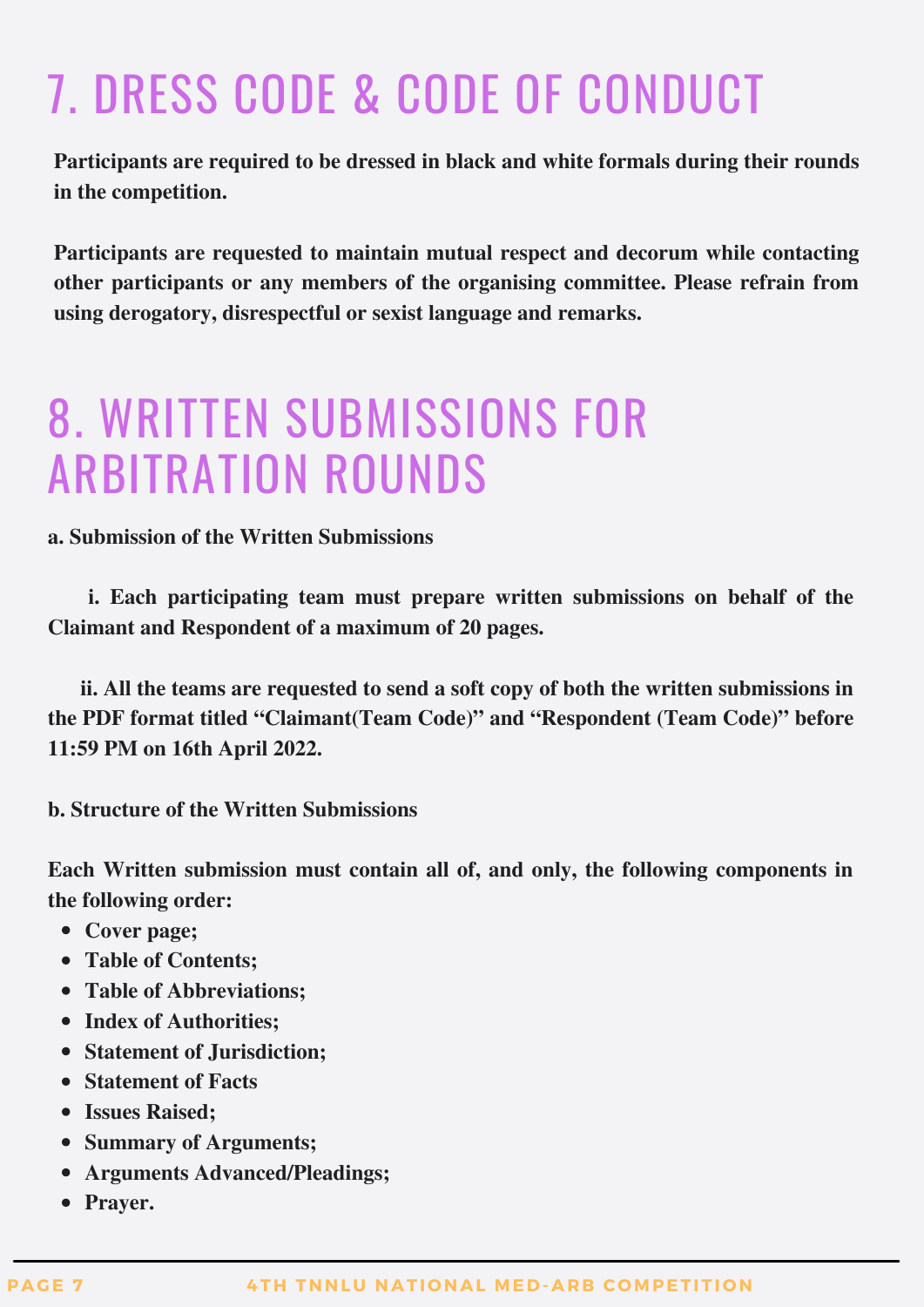# 7. DRESS CODE & CODE OF CONDUCT

**Participants are required to be dressed in black and white formals during their rounds in the competition.**

**Participants are requested to maintain mutual respect and decorum while contacting other participants or any members of the organising committee. Please refrain from using derogatory, disrespectful or sexist language and remarks.**

# 8. WRITTEN SUBMISSIONS FOR ARBITRATION ROUNDS

**a. Submission of the Written Submissions**

**i. Each participating team must prepare written submissions on behalf of the Claimant and Respondent of a maximum of 20 pages.**

**ii. All the teams are requested to send a soft copy of both the written submissions in the PDF format titled "Claimant(Team Code)" and "Respondent (Team Code)" before 11:59 PM on 16th April 2022.**

**b. Structure of the Written Submissions**

**Each Written submission must contain all of, and only, the following components in the following order:**

- **Cover page;**
- **Table of Contents;**
- **Table of Abbreviations;**
- **Index of Authorities;**
- **Statement of Jurisdiction;**
- **Statement of Facts**
- **Issues Raised;**
- **Summary of Arguments;**
- **Arguments Advanced/Pleadings;**
- **Prayer.**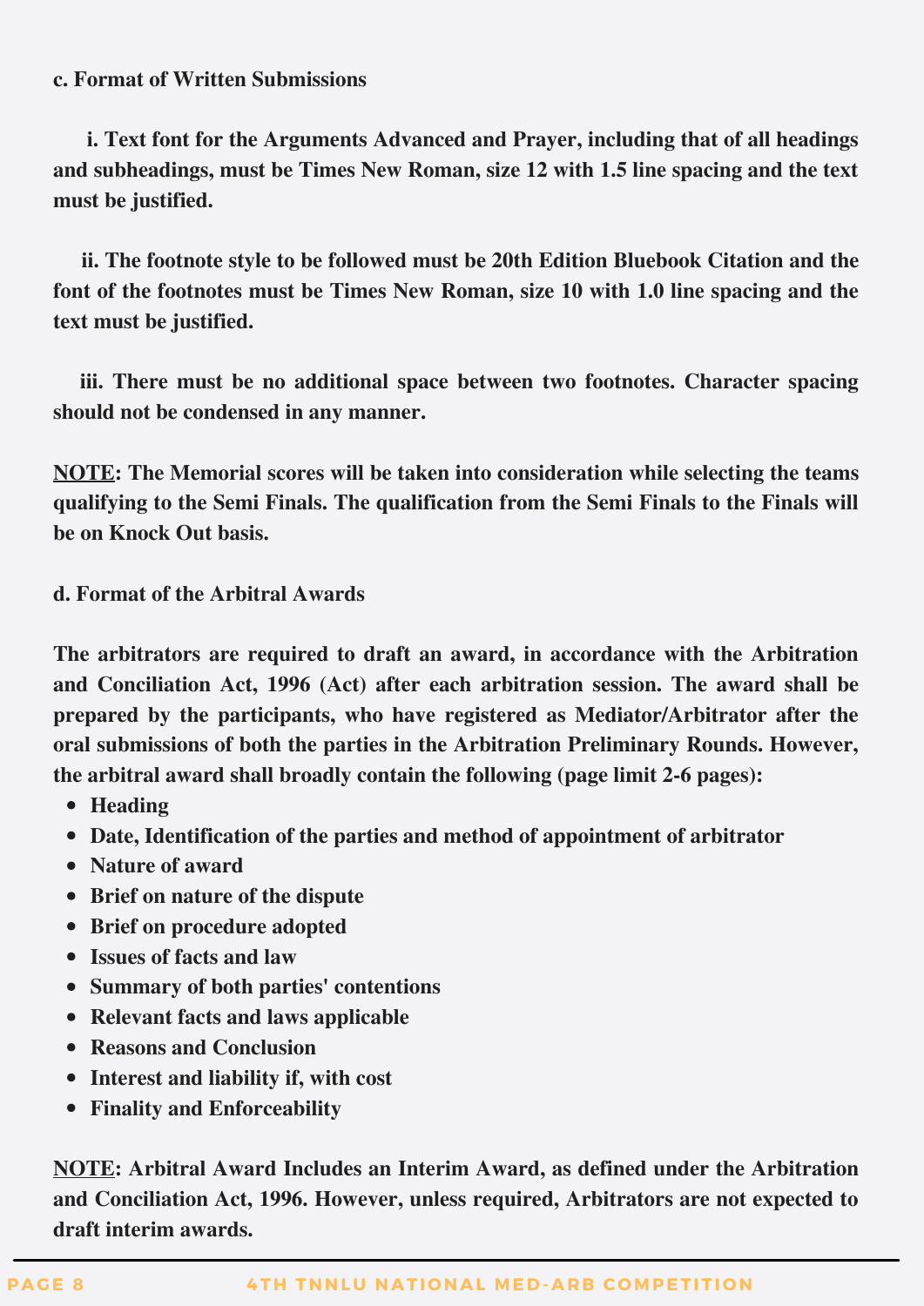**c. Format of Written Submissions**

**i. Text font for the Arguments Advanced and Prayer, including that of all headings and subheadings, must be Times New Roman, size 12 with 1.5 line spacing and the text must be justified.**

**ii. The footnote style to be followed must be 20th Edition Bluebook Citation and the font of the footnotes must be Times New Roman, size 10 with 1.0 line spacing and the text must be justified.**

**iii. There must be no additional space between two footnotes. Character spacing should not be condensed in any manner.**

**<u>NOTE</u>: The Memorial scores will be taken into consideration while selecting the teams qualifying to the Semi Finals. The qualification from the Semi Finals to the Finals will be on Knock Out basis.**

**d. Format of the Arbitral Awards**

**The arbitrators are required to draft an award, in accordance with the Arbitration and Conciliation Act, 1996 (Act) after each arbitration session. The award shall be prepared by the participants, who have registered as Mediator/Arbitrator after the oral submissions of both the parties in the Arbitration Preliminary Rounds. However, the arbitral award shall broadly contain the following (page limit 2-6 pages):**

- **Heading**
- **Date, Identification of the parties and method of appointment of arbitrator**
- **Nature of award**
- **Brief on nature of the dispute**
- **Brief on procedure adopted**
- **Issues of facts and law**
- **Summary of both parties' contentions**
- **Relevant facts and laws applicable**
- **Reasons and Conclusion**
- **Interest and liability if, with cost**
- **Finality and Enforceability**

**<u>NOTE</u>: Arbitral Award Includes an Interim Award, as defined under the Arbitration and Conciliation Act, 1996. However, unless required, Arbitrators are not expected to draft interim awards.**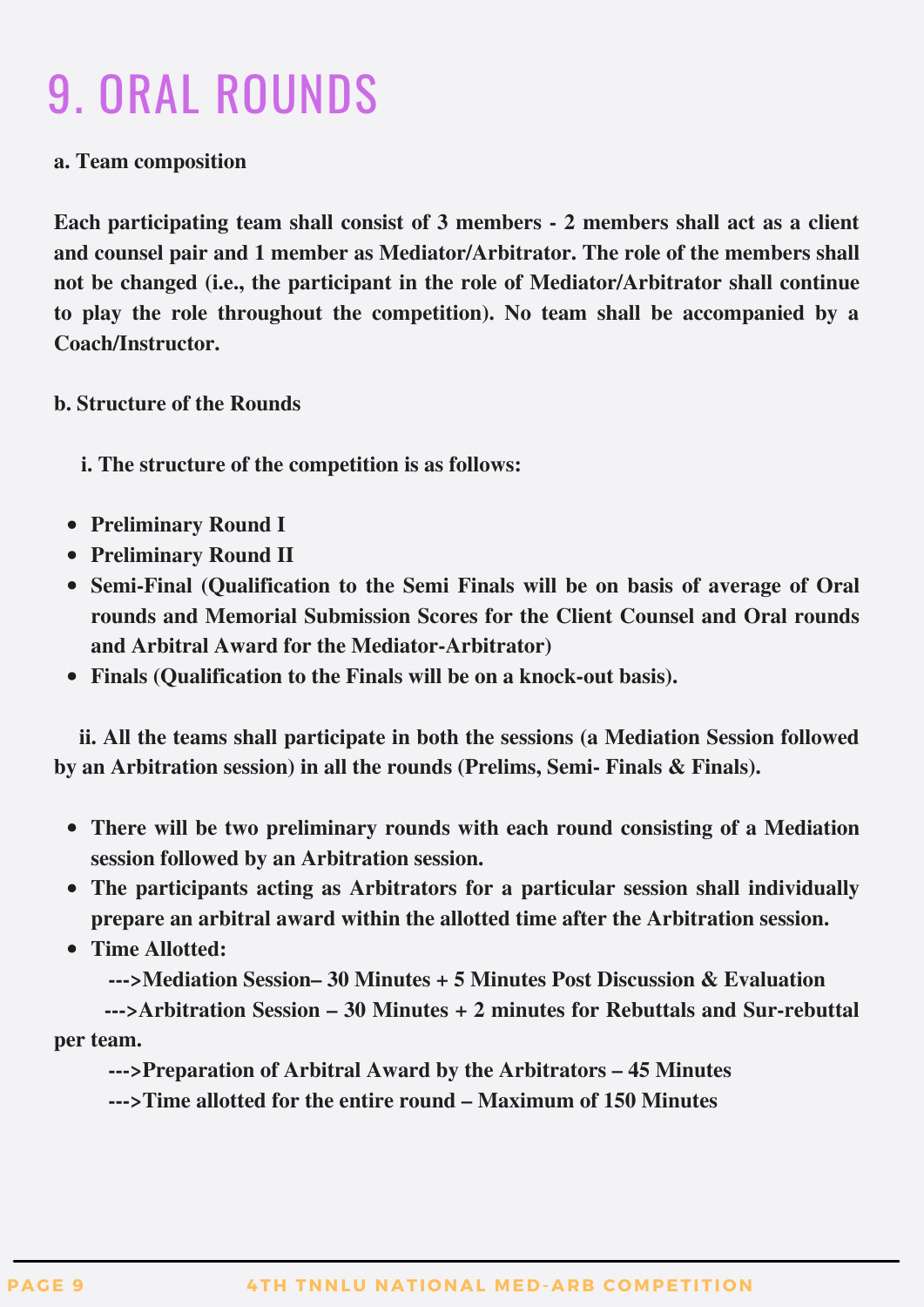# 9. ORAL ROUNDS

**a. Team composition**

**Each participating team shall consist of 3 members - 2 members shall act as a client and counsel pair and 1 member as Mediator/Arbitrator. The role of the members shall not be changed (i.e., the participant in the role of Mediator/Arbitrator shall continue to play the role throughout the competition). No team shall be accompanied by a Coach/Instructor.**

**b. Structure of the Rounds**

**i. The structure of the competition is as follows:**

- **Preliminary Round I**
- **Preliminary Round II**
- **Semi-Final (Qualification to the Semi Finals will be on basis of average of Oral rounds and Memorial Submission Scores for the Client Counsel and Oral rounds and Arbitral Award for the Mediator-Arbitrator)**
- **Finals (Qualification to the Finals will be on a knock-out basis).**

**ii. All the teams shall participate in both the sessions (a Mediation Session followed by an Arbitration session) in all the rounds (Prelims, Semi- Finals & Finals).**

- **There will be two preliminary rounds with each round consisting of a Mediation session followed by an Arbitration session.**
- **The participants acting as Arbitrators for a particular session shall individually prepare an arbitral award within the allotted time after the Arbitration session.**
- **Time Allotted:**

**--->Mediation Session– 30 Minutes + 5 Minutes Post Discussion & Evaluation**

**--->Arbitration Session – 30 Minutes + 2 minutes for Rebuttals and Sur-rebuttal per team.**

**--->Preparation of Arbitral Award by the Arbitrators – 45 Minutes**

**--->Time allotted for the entire round – Maximum of 150 Minutes**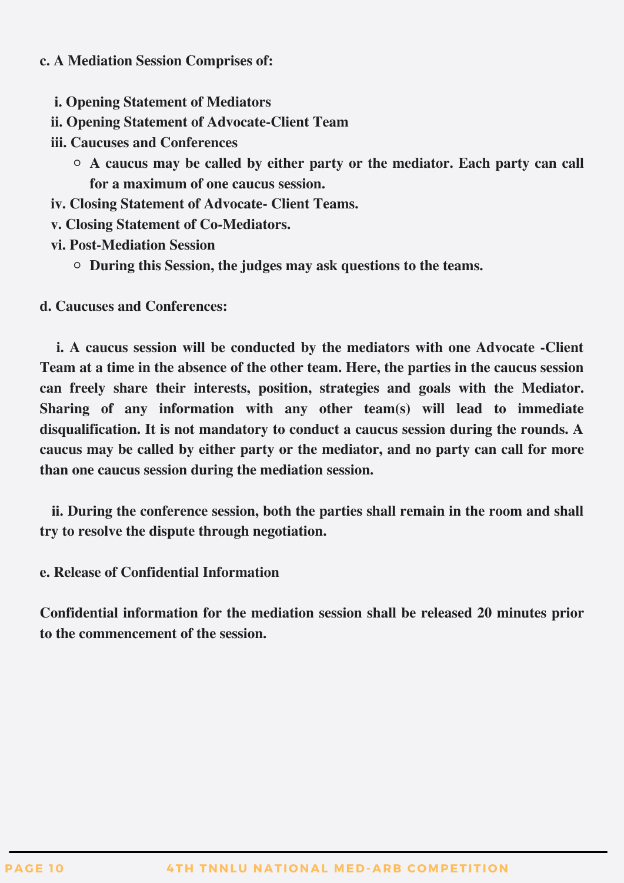**c. A Mediation Session Comprises of:**

i. **Opening Statement of Mediators**

ii. **Opening Statement of Advocate-Client Team**

iii. **Caucuses and Conferences**

- **A caucus may be called by either party or the mediator. Each party can call for a maximum of one caucus session.**

iv. **Closing Statement of Advocate- Client Teams.**

v. **Closing Statement of Co-Mediators.**

vi. **Post-Mediation Session**

- **During this Session, the judges may ask questions to the teams.**

**d. Caucuses and Conferences:**

**i. A caucus session will be conducted by the mediators with one Advocate -Client Team at a time in the absence of the other team. Here, the parties in the caucus session can freely share their interests, position, strategies and goals with the Mediator. Sharing of any information with any other team(s) will lead to immediate disqualification. It is not mandatory to conduct a caucus session during the rounds. A caucus may be called by either party or the mediator, and no party can call for more than one caucus session during the mediation session.**

**ii. During the conference session, both the parties shall remain in the room and shall try to resolve the dispute through negotiation.**

**e. Release of Confidential Information**

**Confidential information for the mediation session shall be released 20 minutes prior to the commencement of the session.**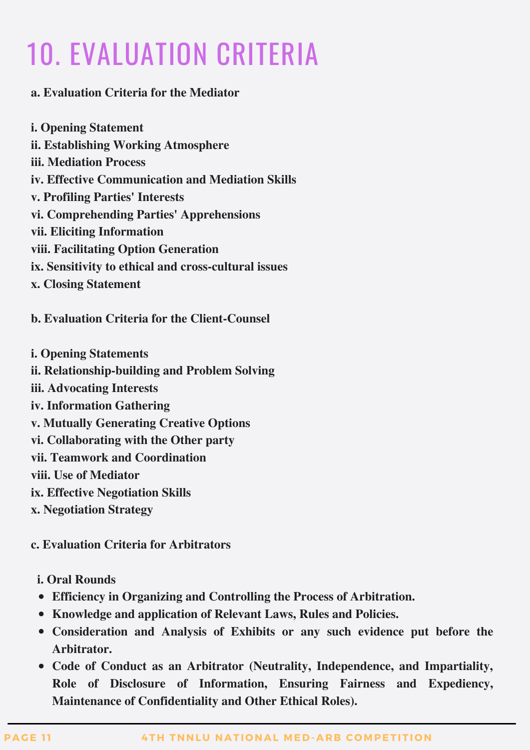# 10. EVALUATION CRITERIA

**a. Evaluation Criteria for the Mediator**

**i. Opening Statement**
**ii. Establishing Working Atmosphere**
**iii. Mediation Process**
**iv. Effective Communication and Mediation Skills**
**v. Profiling Parties' Interests**
**vi. Comprehending Parties' Apprehensions**
**vii. Eliciting Information**
**viii. Facilitating Option Generation**
**ix. Sensitivity to ethical and cross-cultural issues**
**x. Closing Statement**

**b. Evaluation Criteria for the Client-Counsel**

**i. Opening Statements**
**ii. Relationship-building and Problem Solving**
**iii. Advocating Interests**
**iv. Information Gathering**
**v. Mutually Generating Creative Options**
**vi. Collaborating with the Other party**
**vii. Teamwork and Coordination**
**viii. Use of Mediator**
**ix. Effective Negotiation Skills**
**x. Negotiation Strategy**

**c. Evaluation Criteria for Arbitrators**

**i. Oral Rounds**

- **Efficiency in Organizing and Controlling the Process of Arbitration.**
- **Knowledge and application of Relevant Laws, Rules and Policies.**
- **Consideration and Analysis of Exhibits or any such evidence put before the Arbitrator.**
- **Code of Conduct as an Arbitrator (Neutrality, Independence, and Impartiality, Role of Disclosure of Information, Ensuring Fairness and Expediency, Maintenance of Confidentiality and Other Ethical Roles).**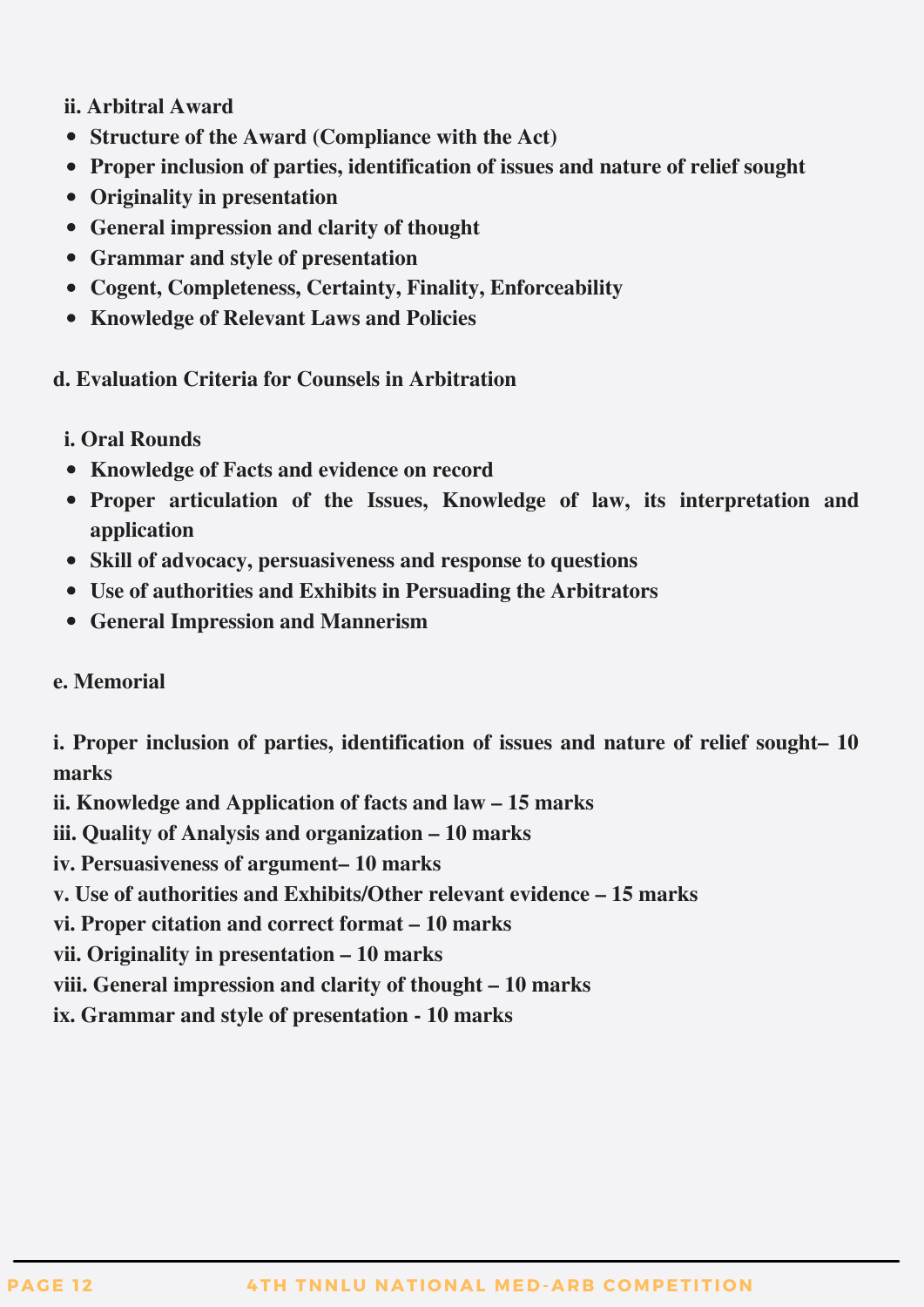**ii. Arbitral Award**

- **Structure of the Award (Compliance with the Act)**
- **Proper inclusion of parties, identification of issues and nature of relief sought**
- **Originality in presentation**
- **General impression and clarity of thought**
- **Grammar and style of presentation**
- **Cogent, Completeness, Certainty, Finality, Enforceability**
- **Knowledge of Relevant Laws and Policies**

**d. Evaluation Criteria for Counsels in Arbitration**

**i. Oral Rounds**

- **Knowledge of Facts and evidence on record**
- **Proper articulation of the Issues, Knowledge of law, its interpretation and application**
- **Skill of advocacy, persuasiveness and response to questions**
- **Use of authorities and Exhibits in Persuading the Arbitrators**
- **General Impression and Mannerism**

**e. Memorial**

**i. Proper inclusion of parties, identification of issues and nature of relief sought– 10 marks**
**ii. Knowledge and Application of facts and law – 15 marks**
**iii. Quality of Analysis and organization – 10 marks**
**iv. Persuasiveness of argument– 10 marks**
**v. Use of authorities and Exhibits/Other relevant evidence – 15 marks**
**vi. Proper citation and correct format – 10 marks**
**vii. Originality in presentation – 10 marks**
**viii. General impression and clarity of thought – 10 marks**
**ix. Grammar and style of presentation - 10 marks**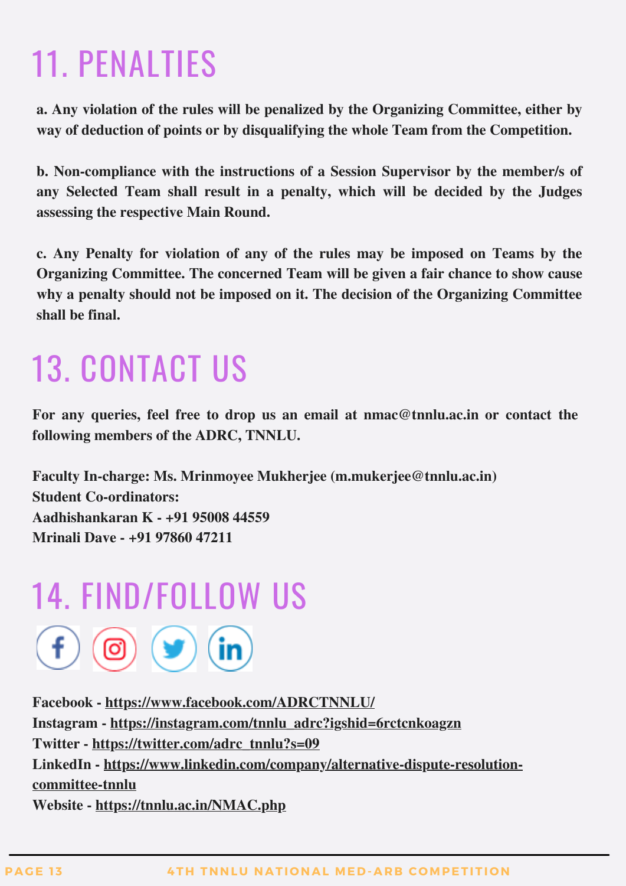# 11. PENALTIES

**a. Any violation of the rules will be penalized by the Organizing Committee, either by way of deduction of points or by disqualifying the whole Team from the Competition.**

**b. Non-compliance with the instructions of a Session Supervisor by the member/s of any Selected Team shall result in a penalty, which will be decided by the Judges assessing the respective Main Round.**

**c. Any Penalty for violation of any of the rules may be imposed on Teams by the Organizing Committee. The concerned Team will be given a fair chance to show cause why a penalty should not be imposed on it. The decision of the Organizing Committee shall be final.**

# 13. CONTACT US

**For any queries, feel free to drop us an email at nmac@tnnlu.ac.in or contact the following members of the ADRC, TNNLU.**

**Faculty In-charge: Ms. Mrinmoyee Mukherjee (m.mukerjee@tnnlu.ac.in)**
**Student Co-ordinators:**
**Aadhishankaran K - +91 95008 44559**
**Mrinali Dave - +91 97860 47211**

# 14. FIND/FOLLOW US

**Facebook - https://www.facebook.com/ADRCTNNLU/**
**Instagram - https://instagram.com/tnnlu_adrc?igshid=6rctcnkoagzn**
**Twitter - https://twitter.com/adrc_tnnlu?s=09**
**LinkedIn - https://www.linkedin.com/company/alternative-dispute-resolution-committee-tnnlu**
**Website - https://tnnlu.ac.in/NMAC.php**